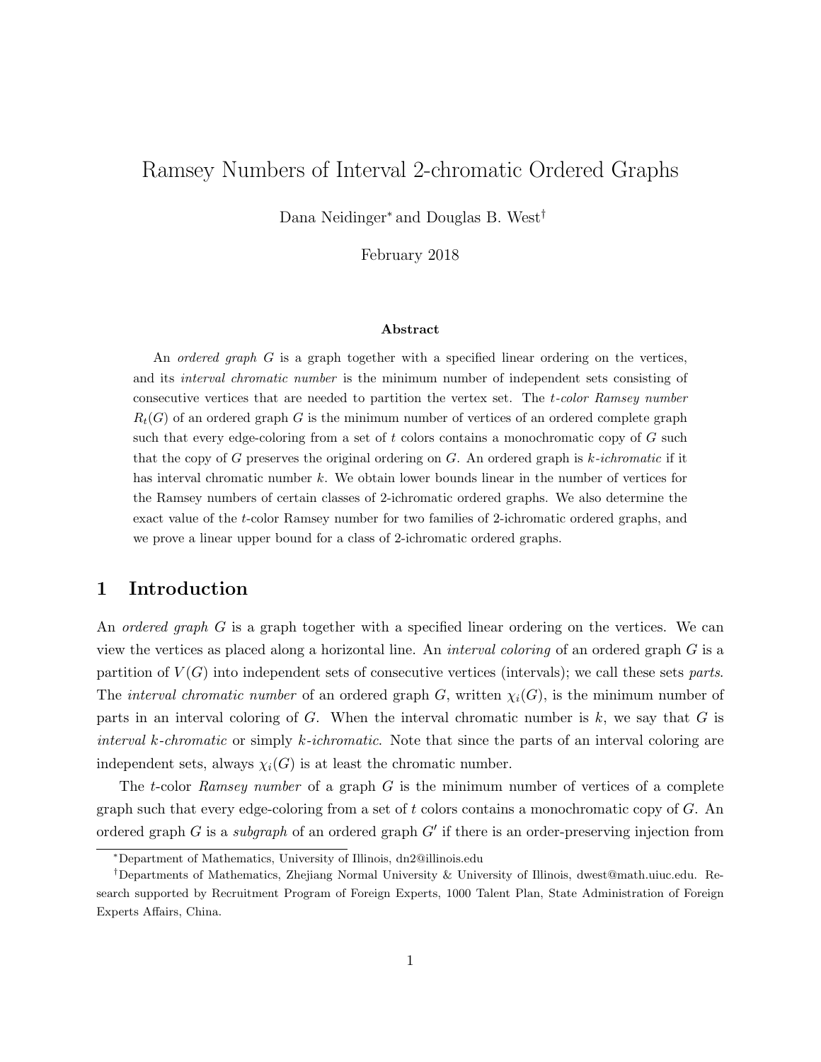# Ramsey Numbers of Interval 2-chromatic Ordered Graphs

Dana Neidinger* and Douglas B. West†

February 2018

### Abstract

An *ordered graph* $G$ is a graph together with a specified linear ordering on the vertices, and its *interval chromatic number* is the minimum number of independent sets consisting of consecutive vertices that are needed to partition the vertex set. The *t-color Ramsey number* $R_t(G)$ of an ordered graph $G$ is the minimum number of vertices of an ordered complete graph such that every edge-coloring from a set of $t$ colors contains a monochromatic copy of $G$ such that the copy of $G$ preserves the original ordering on $G$. An ordered graph is *k-ichromatic* if it has interval chromatic number $k$. We obtain lower bounds linear in the number of vertices for the Ramsey numbers of certain classes of 2-ichromatic ordered graphs. We also determine the exact value of the $t$-color Ramsey number for two families of 2-ichromatic ordered graphs, and we prove a linear upper bound for a class of 2-ichromatic ordered graphs.

## 1 Introduction

An *ordered graph* $G$ is a graph together with a specified linear ordering on the vertices. We can view the vertices as placed along a horizontal line. An *interval coloring* of an ordered graph $G$ is a partition of $V(G)$ into independent sets of consecutive vertices (intervals); we call these sets *parts*. The *interval chromatic number* of an ordered graph $G$, written $\chi_i(G)$, is the minimum number of parts in an interval coloring of $G$. When the interval chromatic number is $k$, we say that $G$ is *interval k-chromatic* or simply *k-ichromatic*. Note that since the parts of an interval coloring are independent sets, always $\chi_i(G)$ is at least the chromatic number.

The $t$-color *Ramsey number* of a graph $G$ is the minimum number of vertices of a complete graph such that every edge-coloring from a set of $t$ colors contains a monochromatic copy of $G$. An ordered graph $G$ is a *subgraph* of an ordered graph $G'$ if there is an order-preserving injection from

---

*Department of Mathematics, University of Illinois, dn2@illinois.edu

†Departments of Mathematics, Zhejiang Normal University & University of Illinois, dwest@math.uiuc.edu. Research supported by Recruitment Program of Foreign Experts, 1000 Talent Plan, State Administration of Foreign Experts Affairs, China.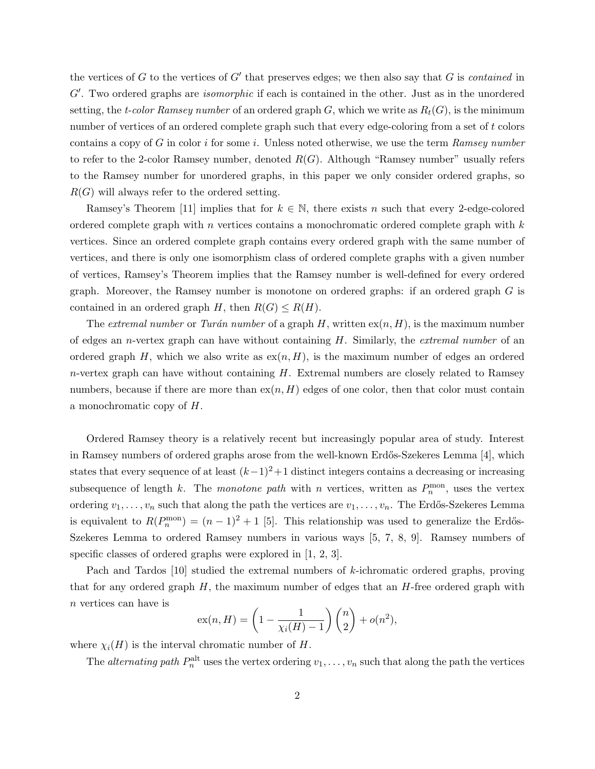the vertices of $G$ to the vertices of $G'$ that preserves edges; we then also say that $G$ is *contained* in $G'$. Two ordered graphs are *isomorphic* if each is contained in the other. Just as in the unordered setting, the *t-color Ramsey number* of an ordered graph $G$, which we write as $R_t(G)$, is the minimum number of vertices of an ordered complete graph such that every edge-coloring from a set of $t$ colors contains a copy of $G$ in color $i$ for some $i$. Unless noted otherwise, we use the term *Ramsey number* to refer to the 2-color Ramsey number, denoted $R(G)$. Although "Ramsey number" usually refers to the Ramsey number for unordered graphs, in this paper we only consider ordered graphs, so $R(G)$ will always refer to the ordered setting.

Ramsey's Theorem [11] implies that for $k \in \mathbb{N}$, there exists $n$ such that every 2-edge-colored ordered complete graph with $n$ vertices contains a monochromatic ordered complete graph with $k$ vertices. Since an ordered complete graph contains every ordered graph with the same number of vertices, and there is only one isomorphism class of ordered complete graphs with a given number of vertices, Ramsey's Theorem implies that the Ramsey number is well-defined for every ordered graph. Moreover, the Ramsey number is monotone on ordered graphs: if an ordered graph $G$ is contained in an ordered graph $H$, then $R(G) \leq R(H)$.

The *extremal number* or *Turán number* of a graph $H$, written $\mathrm{ex}(n, H)$, is the maximum number of edges an $n$-vertex graph can have without containing $H$. Similarly, the *extremal number* of an ordered graph $H$, which we also write as $\mathrm{ex}(n, H)$, is the maximum number of edges an ordered $n$-vertex graph can have without containing $H$. Extremal numbers are closely related to Ramsey numbers, because if there are more than $\mathrm{ex}(n, H)$ edges of one color, then that color must contain a monochromatic copy of $H$.

Ordered Ramsey theory is a relatively recent but increasingly popular area of study. Interest in Ramsey numbers of ordered graphs arose from the well-known Erdős-Szekeres Lemma [4], which states that every sequence of at least $(k-1)^2+1$ distinct integers contains a decreasing or increasing subsequence of length $k$. The *monotone path* with $n$ vertices, written as $P_n^{\mathrm{mon}}$, uses the vertex ordering $v_1, \ldots, v_n$ such that along the path the vertices are $v_1, \ldots, v_n$. The Erdős-Szekeres Lemma is equivalent to $R(P_n^{\mathrm{mon}}) = (n-1)^2 + 1$ [5]. This relationship was used to generalize the Erdős-Szekeres Lemma to ordered Ramsey numbers in various ways [5, 7, 8, 9]. Ramsey numbers of specific classes of ordered graphs were explored in [1, 2, 3].

Pach and Tardos [10] studied the extremal numbers of $k$-ichromatic ordered graphs, proving that for any ordered graph $H$, the maximum number of edges that an $H$-free ordered graph with $n$ vertices can have is

$$\mathrm{ex}(n, H) = \left(1 - \frac{1}{\chi_i(H) - 1}\right)\binom{n}{2} + o(n^2),$$

where $\chi_i(H)$ is the interval chromatic number of $H$.

The *alternating path* $P_n^{\mathrm{alt}}$ uses the vertex ordering $v_1, \ldots, v_n$ such that along the path the vertices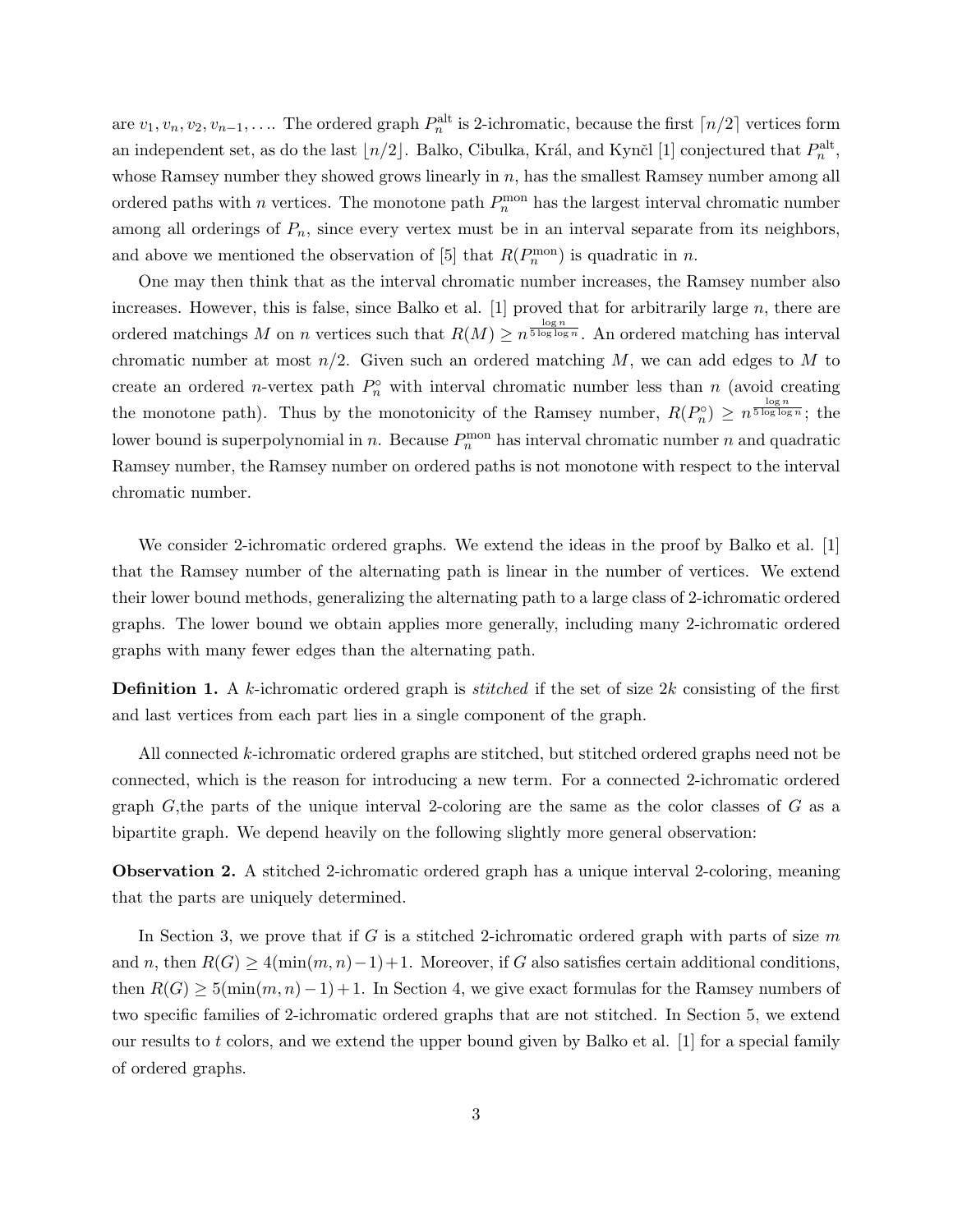are $v_1, v_n, v_2, v_{n-1}, \ldots$. The ordered graph $P_n^{\mathrm{alt}}$ is 2-ichromatic, because the first $\lceil n/2 \rceil$ vertices form an independent set, as do the last $\lfloor n/2 \rfloor$. Balko, Cibulka, Král, and Kynčl [1] conjectured that $P_n^{\mathrm{alt}}$, whose Ramsey number they showed grows linearly in $n$, has the smallest Ramsey number among all ordered paths with $n$ vertices. The monotone path $P_n^{\mathrm{mon}}$ has the largest interval chromatic number among all orderings of $P_n$, since every vertex must be in an interval separate from its neighbors, and above we mentioned the observation of [5] that $R(P_n^{\mathrm{mon}})$ is quadratic in $n$.

One may then think that as the interval chromatic number increases, the Ramsey number also increases. However, this is false, since Balko et al. [1] proved that for arbitrarily large $n$, there are ordered matchings $M$ on $n$ vertices such that $R(M) \geq n^{\frac{\log n}{5 \log \log n}}$. An ordered matching has interval chromatic number at most $n/2$. Given such an ordered matching $M$, we can add edges to $M$ to create an ordered $n$-vertex path $P_n^\circ$ with interval chromatic number less than $n$ (avoid creating the monotone path). Thus by the monotonicity of the Ramsey number, $R(P_n^\circ) \geq n^{\frac{\log n}{5 \log \log n}}$; the lower bound is superpolynomial in $n$. Because $P_n^{\mathrm{mon}}$ has interval chromatic number $n$ and quadratic Ramsey number, the Ramsey number on ordered paths is not monotone with respect to the interval chromatic number.

We consider 2-ichromatic ordered graphs. We extend the ideas in the proof by Balko et al. [1] that the Ramsey number of the alternating path is linear in the number of vertices. We extend their lower bound methods, generalizing the alternating path to a large class of 2-ichromatic ordered graphs. The lower bound we obtain applies more generally, including many 2-ichromatic ordered graphs with many fewer edges than the alternating path.

**Definition 1.** A $k$-ichromatic ordered graph is *stitched* if the set of size $2k$ consisting of the first and last vertices from each part lies in a single component of the graph.

All connected $k$-ichromatic ordered graphs are stitched, but stitched ordered graphs need not be connected, which is the reason for introducing a new term. For a connected 2-ichromatic ordered graph $G$,the parts of the unique interval 2-coloring are the same as the color classes of $G$ as a bipartite graph. We depend heavily on the following slightly more general observation:

**Observation 2.** A stitched 2-ichromatic ordered graph has a unique interval 2-coloring, meaning that the parts are uniquely determined.

In Section 3, we prove that if $G$ is a stitched 2-ichromatic ordered graph with parts of size $m$ and $n$, then $R(G) \geq 4(\min(m,n)-1)+1$. Moreover, if $G$ also satisfies certain additional conditions, then $R(G) \geq 5(\min(m,n)-1)+1$. In Section 4, we give exact formulas for the Ramsey numbers of two specific families of 2-ichromatic ordered graphs that are not stitched. In Section 5, we extend our results to $t$ colors, and we extend the upper bound given by Balko et al. [1] for a special family of ordered graphs.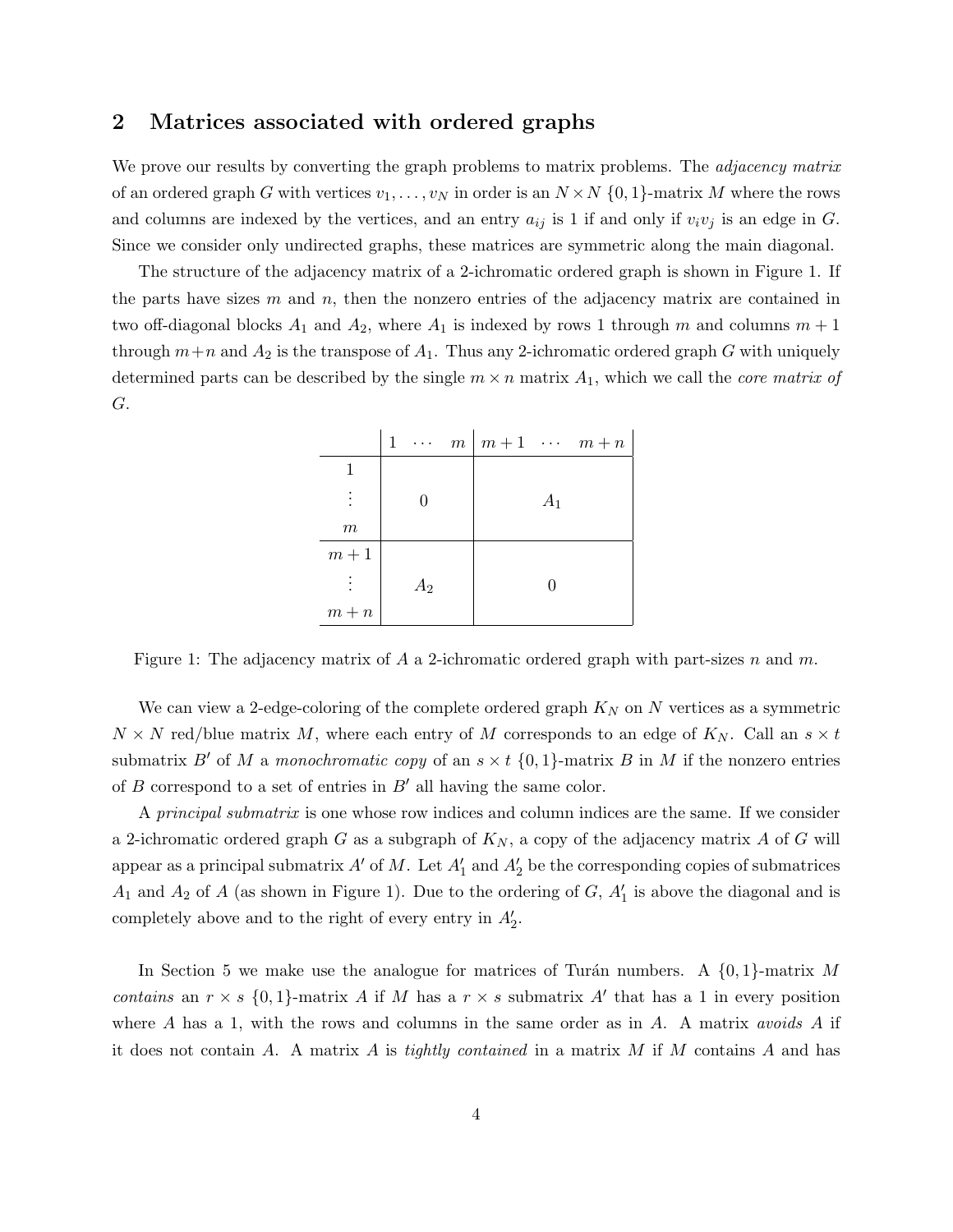## 2 Matrices associated with ordered graphs

We prove our results by converting the graph problems to matrix problems. The *adjacency matrix* of an ordered graph $G$ with vertices $v_1, \ldots, v_N$ in order is an $N \times N$ $\{0,1\}$-matrix $M$ where the rows and columns are indexed by the vertices, and an entry $a_{ij}$ is 1 if and only if $v_i v_j$ is an edge in $G$. Since we consider only undirected graphs, these matrices are symmetric along the main diagonal.

The structure of the adjacency matrix of a 2-ichromatic ordered graph is shown in Figure 1. If the parts have sizes $m$ and $n$, then the nonzero entries of the adjacency matrix are contained in two off-diagonal blocks $A_1$ and $A_2$, where $A_1$ is indexed by rows 1 through $m$ and columns $m+1$ through $m+n$ and $A_2$ is the transpose of $A_1$. Thus any 2-ichromatic ordered graph $G$ with uniquely determined parts can be described by the single $m \times n$ matrix $A_1$, which we call the *core matrix of* $G$.

| | $1 \quad \cdots \quad m$ | $m+1 \quad \cdots \quad m+n$ |
|---|---|---|
| $1$, $\vdots$, $m$ | $0$ | $A_1$ |
| $m+1$, $\vdots$, $m+n$ | $A_2$ | $0$ |

Figure 1: The adjacency matrix of $A$ a 2-ichromatic ordered graph with part-sizes $n$ and $m$.

We can view a 2-edge-coloring of the complete ordered graph $K_N$ on $N$ vertices as a symmetric $N \times N$ red/blue matrix $M$, where each entry of $M$ corresponds to an edge of $K_N$. Call an $s \times t$ submatrix $B'$ of $M$ a *monochromatic copy* of an $s \times t$ $\{0,1\}$-matrix $B$ in $M$ if the nonzero entries of $B$ correspond to a set of entries in $B'$ all having the same color.

A *principal submatrix* is one whose row indices and column indices are the same. If we consider a 2-ichromatic ordered graph $G$ as a subgraph of $K_N$, a copy of the adjacency matrix $A$ of $G$ will appear as a principal submatrix $A'$ of $M$. Let $A'_1$ and $A'_2$ be the corresponding copies of submatrices $A_1$ and $A_2$ of $A$ (as shown in Figure 1). Due to the ordering of $G$, $A'_1$ is above the diagonal and is completely above and to the right of every entry in $A'_2$.

In Section 5 we make use the analogue for matrices of Turán numbers. A $\{0,1\}$-matrix $M$ *contains* an $r \times s$ $\{0,1\}$-matrix $A$ if $M$ has a $r \times s$ submatrix $A'$ that has a 1 in every position where $A$ has a 1, with the rows and columns in the same order as in $A$. A matrix *avoids* $A$ if it does not contain $A$. A matrix $A$ is *tightly contained* in a matrix $M$ if $M$ contains $A$ and has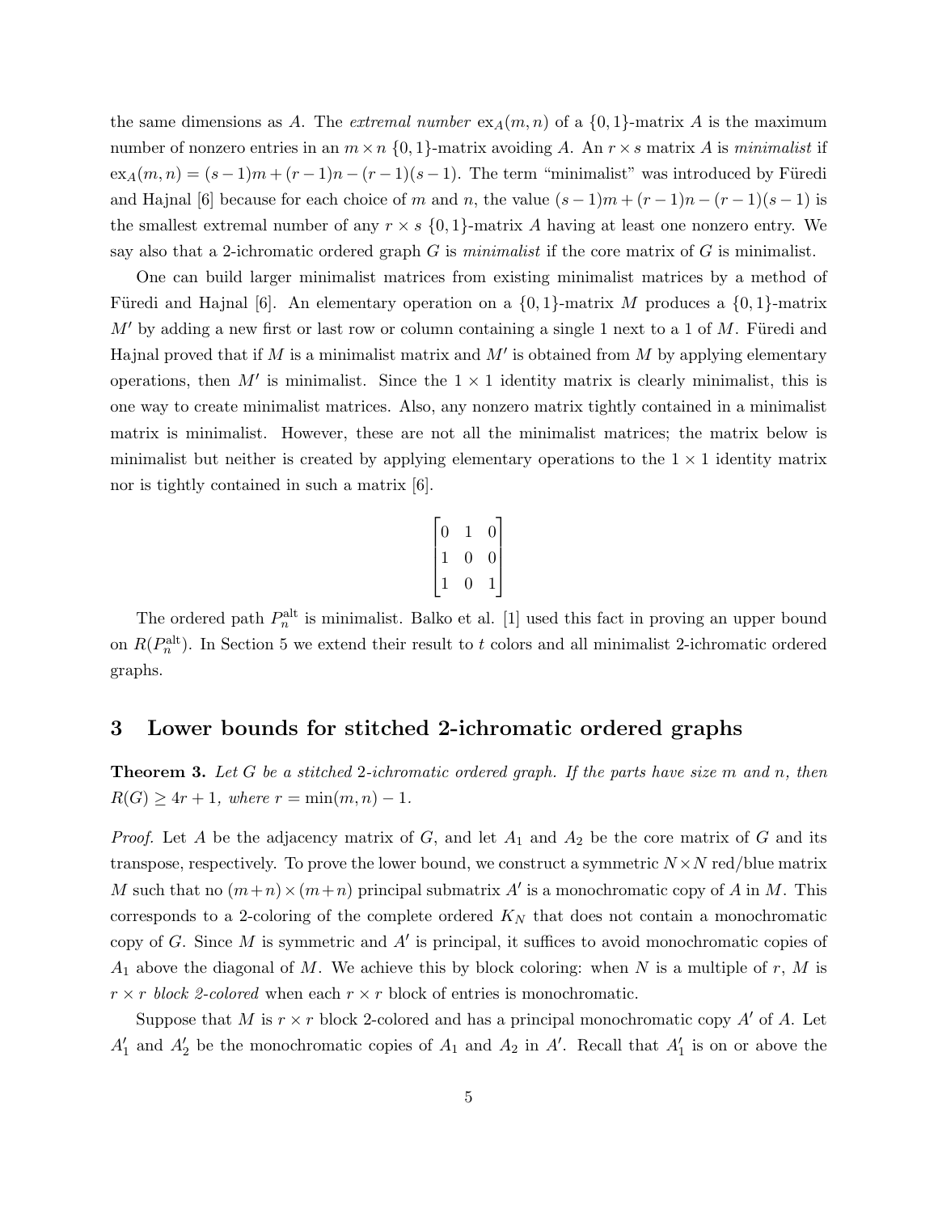the same dimensions as $A$. The *extremal number* $\mathrm{ex}_A(m,n)$ of a $\{0,1\}$-matrix $A$ is the maximum number of nonzero entries in an $m \times n$ $\{0,1\}$-matrix avoiding $A$. An $r \times s$ matrix $A$ is *minimalist* if $\mathrm{ex}_A(m,n) = (s-1)m + (r-1)n - (r-1)(s-1)$. The term "minimalist" was introduced by Füredi and Hajnal [6] because for each choice of $m$ and $n$, the value $(s-1)m + (r-1)n - (r-1)(s-1)$ is the smallest extremal number of any $r \times s$ $\{0,1\}$-matrix $A$ having at least one nonzero entry. We say also that a 2-ichromatic ordered graph $G$ is *minimalist* if the core matrix of $G$ is minimalist.

One can build larger minimalist matrices from existing minimalist matrices by a method of Füredi and Hajnal [6]. An elementary operation on a $\{0,1\}$-matrix $M$ produces a $\{0,1\}$-matrix $M'$ by adding a new first or last row or column containing a single 1 next to a 1 of $M$. Füredi and Hajnal proved that if $M$ is a minimalist matrix and $M'$ is obtained from $M$ by applying elementary operations, then $M'$ is minimalist. Since the $1 \times 1$ identity matrix is clearly minimalist, this is one way to create minimalist matrices. Also, any nonzero matrix tightly contained in a minimalist matrix is minimalist. However, these are not all the minimalist matrices; the matrix below is minimalist but neither is created by applying elementary operations to the $1 \times 1$ identity matrix nor is tightly contained in such a matrix [6].

$$\begin{bmatrix} 0 & 1 & 0 \\ 1 & 0 & 0 \\ 1 & 0 & 1 \end{bmatrix}$$

The ordered path $P_n^{\mathrm{alt}}$ is minimalist. Balko et al. [1] used this fact in proving an upper bound on $R(P_n^{\mathrm{alt}})$. In Section 5 we extend their result to $t$ colors and all minimalist 2-ichromatic ordered graphs.

## 3 Lower bounds for stitched 2-ichromatic ordered graphs

**Theorem 3.** *Let $G$ be a stitched 2-ichromatic ordered graph. If the parts have size $m$ and $n$, then $R(G) \geq 4r + 1$, where $r = \min(m,n) - 1$.*

*Proof.* Let $A$ be the adjacency matrix of $G$, and let $A_1$ and $A_2$ be the core matrix of $G$ and its transpose, respectively. To prove the lower bound, we construct a symmetric $N \times N$ red/blue matrix $M$ such that no $(m+n) \times (m+n)$ principal submatrix $A'$ is a monochromatic copy of $A$ in $M$. This corresponds to a 2-coloring of the complete ordered $K_N$ that does not contain a monochromatic copy of $G$. Since $M$ is symmetric and $A'$ is principal, it suffices to avoid monochromatic copies of $A_1$ above the diagonal of $M$. We achieve this by block coloring: when $N$ is a multiple of $r$, $M$ is $r \times r$ *block 2-colored* when each $r \times r$ block of entries is monochromatic.

Suppose that $M$ is $r \times r$ block 2-colored and has a principal monochromatic copy $A'$ of $A$. Let $A_1'$ and $A_2'$ be the monochromatic copies of $A_1$ and $A_2$ in $A'$. Recall that $A_1'$ is on or above the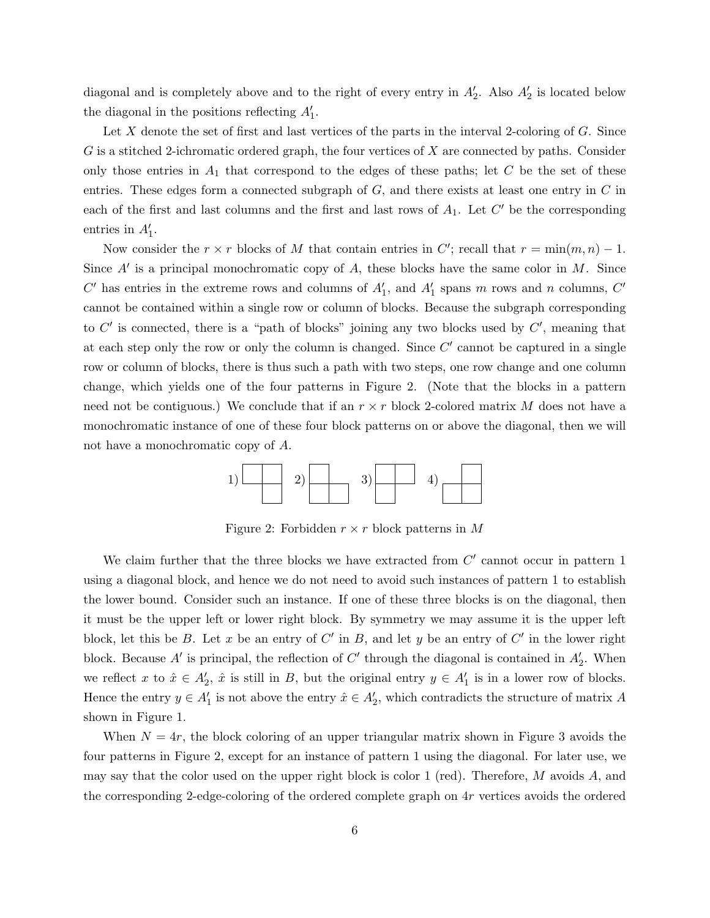diagonal and is completely above and to the right of every entry in $A_2'$. Also $A_2'$ is located below the diagonal in the positions reflecting $A_1'$.

Let $X$ denote the set of first and last vertices of the parts in the interval 2-coloring of $G$. Since $G$ is a stitched 2-ichromatic ordered graph, the four vertices of $X$ are connected by paths. Consider only those entries in $A_1$ that correspond to the edges of these paths; let $C$ be the set of these entries. These edges form a connected subgraph of $G$, and there exists at least one entry in $C$ in each of the first and last columns and the first and last rows of $A_1$. Let $C'$ be the corresponding entries in $A_1'$.

Now consider the $r \times r$ blocks of $M$ that contain entries in $C'$; recall that $r = \min(m, n) - 1$. Since $A'$ is a principal monochromatic copy of $A$, these blocks have the same color in $M$. Since $C'$ has entries in the extreme rows and columns of $A_1'$, and $A_1'$ spans $m$ rows and $n$ columns, $C'$ cannot be contained within a single row or column of blocks. Because the subgraph corresponding to $C'$ is connected, there is a "path of blocks" joining any two blocks used by $C'$, meaning that at each step only the row or only the column is changed. Since $C'$ cannot be captured in a single row or column of blocks, there is thus such a path with two steps, one row change and one column change, which yields one of the four patterns in Figure 2. (Note that the blocks in a pattern need not be contiguous.) We conclude that if an $r \times r$ block 2-colored matrix $M$ does not have a monochromatic instance of one of these four block patterns on or above the diagonal, then we will not have a monochromatic copy of $A$.

Figure 2: Forbidden $r \times r$ block patterns in $M$

We claim further that the three blocks we have extracted from $C'$ cannot occur in pattern 1 using a diagonal block, and hence we do not need to avoid such instances of pattern 1 to establish the lower bound. Consider such an instance. If one of these three blocks is on the diagonal, then it must be the upper left or lower right block. By symmetry we may assume it is the upper left block, let this be $B$. Let $x$ be an entry of $C'$ in $B$, and let $y$ be an entry of $C'$ in the lower right block. Because $A'$ is principal, the reflection of $C'$ through the diagonal is contained in $A_2'$. When we reflect $x$ to $\hat{x} \in A_2'$, $\hat{x}$ is still in $B$, but the original entry $y \in A_1'$ is in a lower row of blocks. Hence the entry $y \in A_1'$ is not above the entry $\hat{x} \in A_2'$, which contradicts the structure of matrix $A$ shown in Figure 1.

When $N = 4r$, the block coloring of an upper triangular matrix shown in Figure 3 avoids the four patterns in Figure 2, except for an instance of pattern 1 using the diagonal. For later use, we may say that the color used on the upper right block is color 1 (red). Therefore, $M$ avoids $A$, and the corresponding 2-edge-coloring of the ordered complete graph on $4r$ vertices avoids the ordered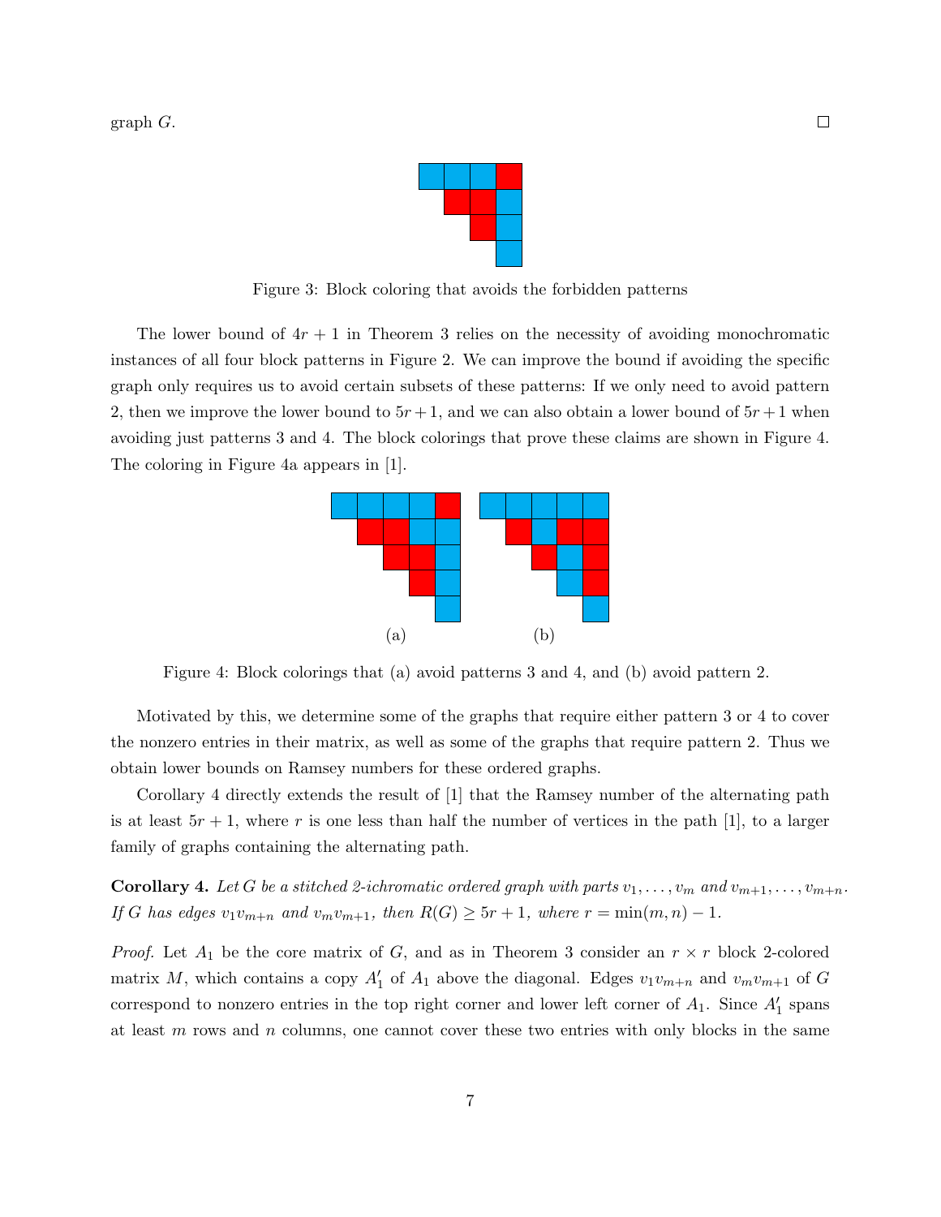graph $G$. □

Figure 3: Block coloring that avoids the forbidden patterns

The lower bound of $4r + 1$ in Theorem 3 relies on the necessity of avoiding monochromatic instances of all four block patterns in Figure 2. We can improve the bound if avoiding the specific graph only requires us to avoid certain subsets of these patterns: If we only need to avoid pattern 2, then we improve the lower bound to $5r+1$, and we can also obtain a lower bound of $5r+1$ when avoiding just patterns 3 and 4. The block colorings that prove these claims are shown in Figure 4. The coloring in Figure 4a appears in [1].

(a) (b)

Figure 4: Block colorings that (a) avoid patterns 3 and 4, and (b) avoid pattern 2.

Motivated by this, we determine some of the graphs that require either pattern 3 or 4 to cover the nonzero entries in their matrix, as well as some of the graphs that require pattern 2. Thus we obtain lower bounds on Ramsey numbers for these ordered graphs.

Corollary 4 directly extends the result of [1] that the Ramsey number of the alternating path is at least $5r + 1$, where $r$ is one less than half the number of vertices in the path [1], to a larger family of graphs containing the alternating path.

**Corollary 4.** *Let $G$ be a stitched 2-ichromatic ordered graph with parts $v_1, \ldots, v_m$ and $v_{m+1}, \ldots, v_{m+n}$. If $G$ has edges $v_1v_{m+n}$ and $v_mv_{m+1}$, then $R(G) \geq 5r+1$, where $r = \min(m, n) - 1$.*

*Proof.* Let $A_1$ be the core matrix of $G$, and as in Theorem 3 consider an $r \times r$ block 2-colored matrix $M$, which contains a copy $A_1'$ of $A_1$ above the diagonal. Edges $v_1v_{m+n}$ and $v_mv_{m+1}$ of $G$ correspond to nonzero entries in the top right corner and lower left corner of $A_1$. Since $A_1'$ spans at least $m$ rows and $n$ columns, one cannot cover these two entries with only blocks in the same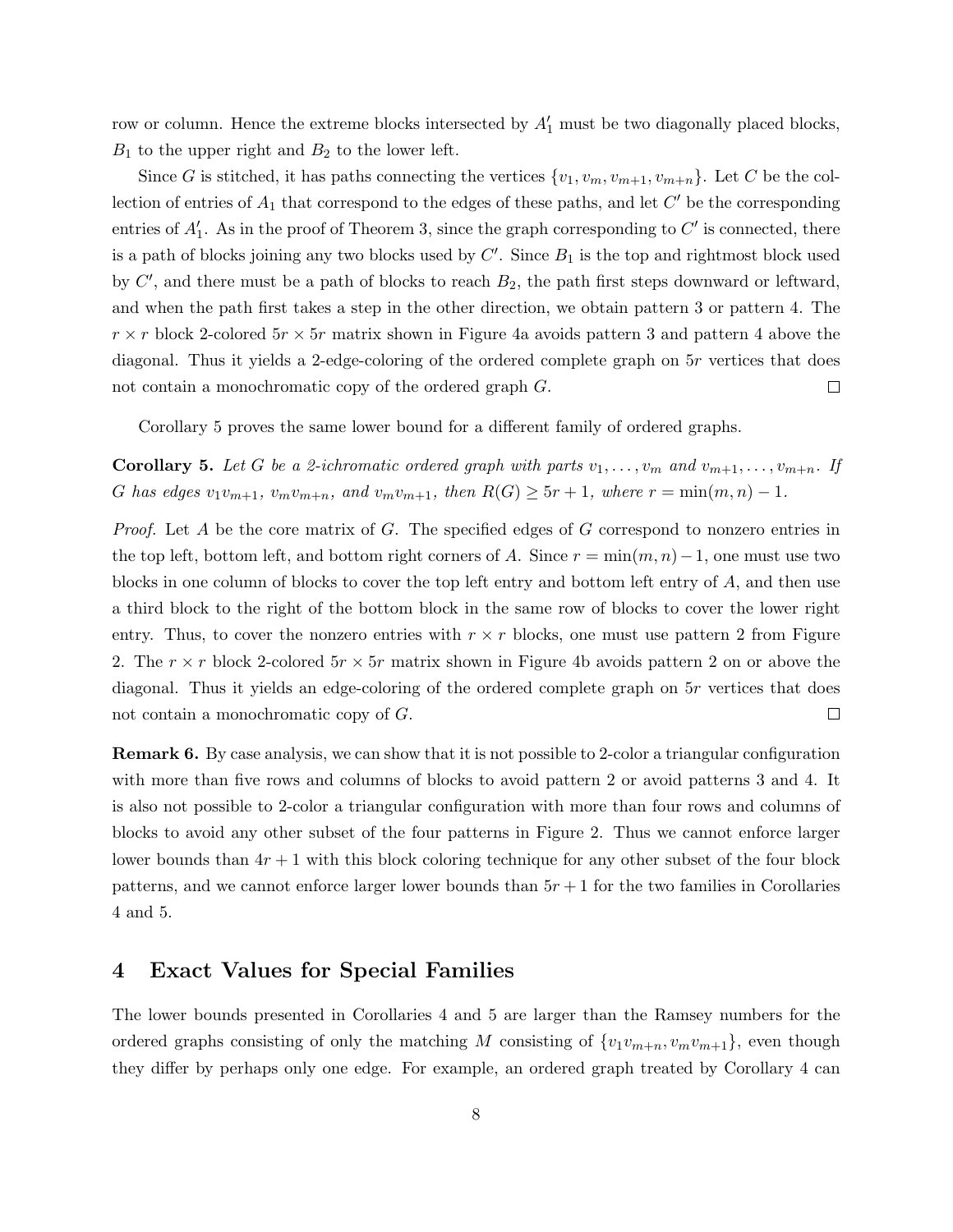row or column. Hence the extreme blocks intersected by $A_1'$ must be two diagonally placed blocks, $B_1$ to the upper right and $B_2$ to the lower left.

Since $G$ is stitched, it has paths connecting the vertices $\{v_1, v_m, v_{m+1}, v_{m+n}\}$. Let $C$ be the collection of entries of $A_1$ that correspond to the edges of these paths, and let $C'$ be the corresponding entries of $A_1'$. As in the proof of Theorem 3, since the graph corresponding to $C'$ is connected, there is a path of blocks joining any two blocks used by $C'$. Since $B_1$ is the top and rightmost block used by $C'$, and there must be a path of blocks to reach $B_2$, the path first steps downward or leftward, and when the path first takes a step in the other direction, we obtain pattern 3 or pattern 4. The $r \times r$ block 2-colored $5r \times 5r$ matrix shown in Figure 4a avoids pattern 3 and pattern 4 above the diagonal. Thus it yields a 2-edge-coloring of the ordered complete graph on $5r$ vertices that does not contain a monochromatic copy of the ordered graph $G$. □

Corollary 5 proves the same lower bound for a different family of ordered graphs.

**Corollary 5.** *Let $G$ be a 2-ichromatic ordered graph with parts $v_1, \ldots, v_m$ and $v_{m+1}, \ldots, v_{m+n}$. If $G$ has edges $v_1v_{m+1}$, $v_mv_{m+n}$, and $v_mv_{m+1}$, then $R(G) \geq 5r + 1$, where $r = \min(m, n) - 1$.*

*Proof.* Let $A$ be the core matrix of $G$. The specified edges of $G$ correspond to nonzero entries in the top left, bottom left, and bottom right corners of $A$. Since $r = \min(m, n) - 1$, one must use two blocks in one column of blocks to cover the top left entry and bottom left entry of $A$, and then use a third block to the right of the bottom block in the same row of blocks to cover the lower right entry. Thus, to cover the nonzero entries with $r \times r$ blocks, one must use pattern 2 from Figure 2. The $r \times r$ block 2-colored $5r \times 5r$ matrix shown in Figure 4b avoids pattern 2 on or above the diagonal. Thus it yields an edge-coloring of the ordered complete graph on $5r$ vertices that does not contain a monochromatic copy of $G$. □

**Remark 6.** By case analysis, we can show that it is not possible to 2-color a triangular configuration with more than five rows and columns of blocks to avoid pattern 2 or avoid patterns 3 and 4. It is also not possible to 2-color a triangular configuration with more than four rows and columns of blocks to avoid any other subset of the four patterns in Figure 2. Thus we cannot enforce larger lower bounds than $4r + 1$ with this block coloring technique for any other subset of the four block patterns, and we cannot enforce larger lower bounds than $5r + 1$ for the two families in Corollaries 4 and 5.

## 4 Exact Values for Special Families

The lower bounds presented in Corollaries 4 and 5 are larger than the Ramsey numbers for the ordered graphs consisting of only the matching $M$ consisting of $\{v_1v_{m+n}, v_mv_{m+1}\}$, even though they differ by perhaps only one edge. For example, an ordered graph treated by Corollary 4 can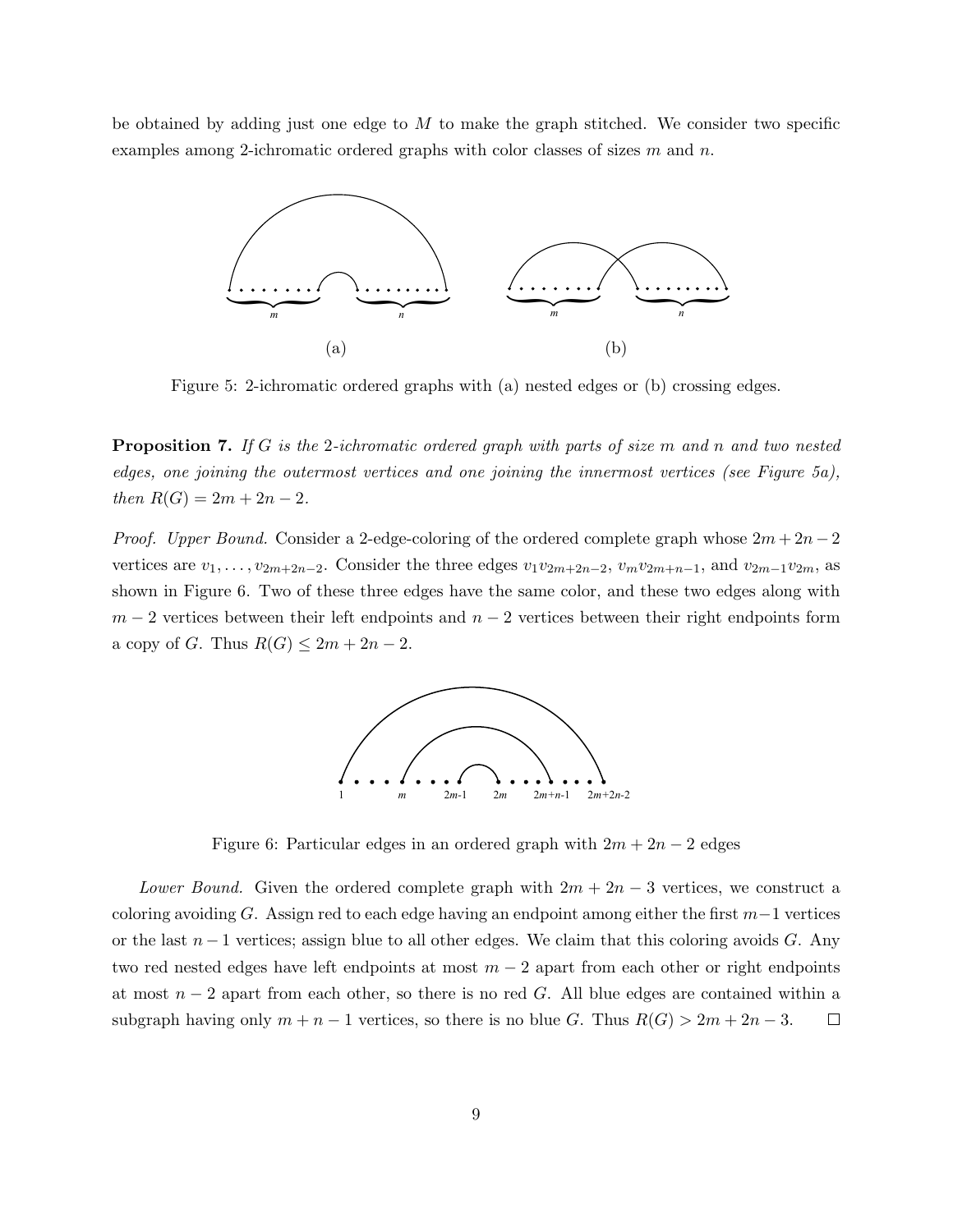be obtained by adding just one edge to $M$ to make the graph stitched. We consider two specific examples among 2-ichromatic ordered graphs with color classes of sizes $m$ and $n$.

Figure 5: 2-ichromatic ordered graphs with (a) nested edges or (b) crossing edges.

**Proposition 7.** *If $G$ is the 2-ichromatic ordered graph with parts of size $m$ and $n$ and two nested edges, one joining the outermost vertices and one joining the innermost vertices (see Figure 5a), then $R(G) = 2m + 2n - 2$.*

*Proof. Upper Bound.* Consider a 2-edge-coloring of the ordered complete graph whose $2m + 2n - 2$ vertices are $v_1, \dots, v_{2m+2n-2}$. Consider the three edges $v_1 v_{2m+2n-2}$, $v_m v_{2m+n-1}$, and $v_{2m-1} v_{2m}$, as shown in Figure 6. Two of these three edges have the same color, and these two edges along with $m - 2$ vertices between their left endpoints and $n - 2$ vertices between their right endpoints form a copy of $G$. Thus $R(G) \leq 2m + 2n - 2$.

Figure 6: Particular edges in an ordered graph with $2m + 2n - 2$ edges

*Lower Bound.* Given the ordered complete graph with $2m + 2n - 3$ vertices, we construct a coloring avoiding $G$. Assign red to each edge having an endpoint among either the first $m-1$ vertices or the last $n - 1$ vertices; assign blue to all other edges. We claim that this coloring avoids $G$. Any two red nested edges have left endpoints at most $m - 2$ apart from each other or right endpoints at most $n - 2$ apart from each other, so there is no red $G$. All blue edges are contained within a subgraph having only $m + n - 1$ vertices, so there is no blue $G$. Thus $R(G) > 2m + 2n - 3$. $\square$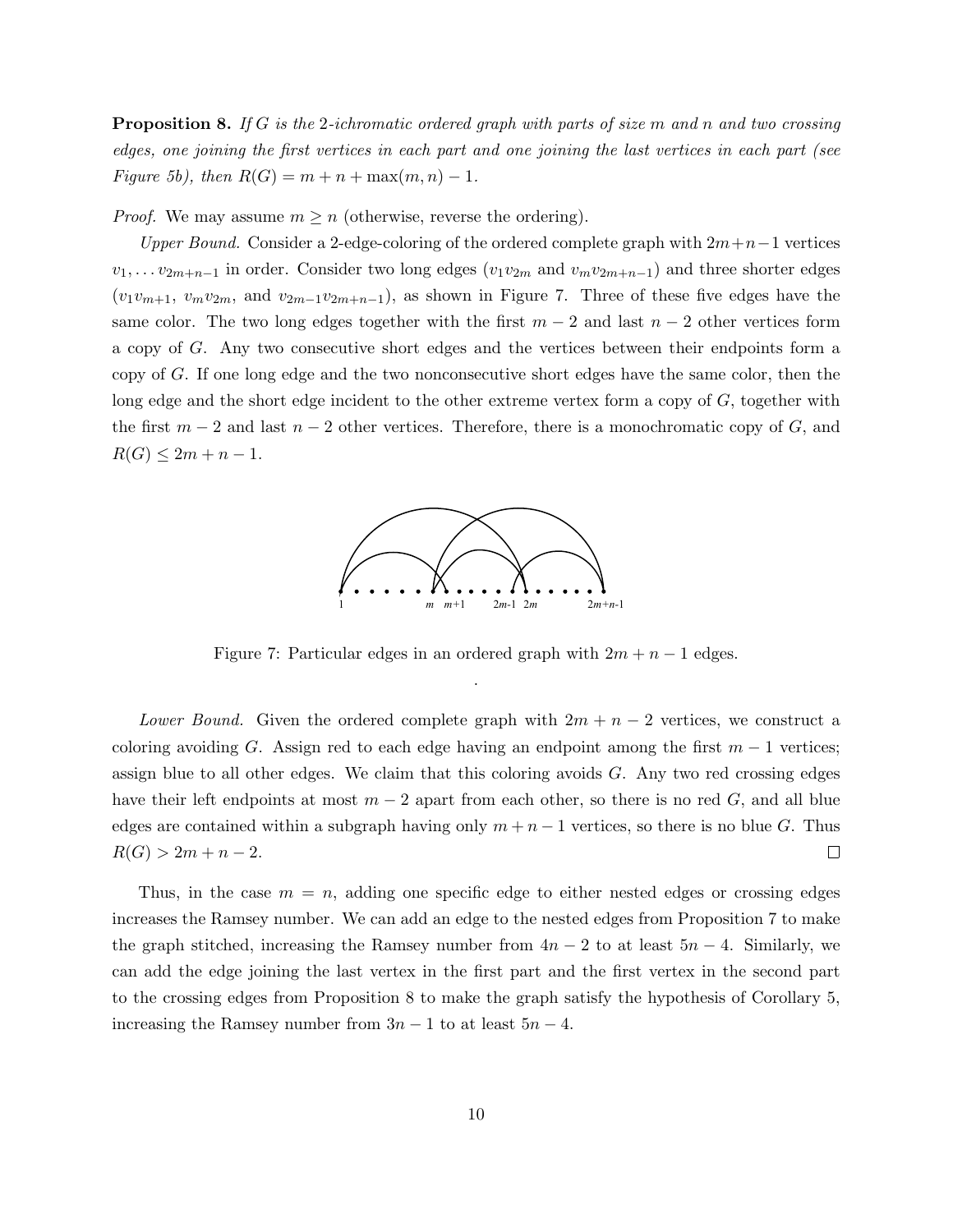**Proposition 8.** *If $G$ is the 2-ichromatic ordered graph with parts of size $m$ and $n$ and two crossing edges, one joining the first vertices in each part and one joining the last vertices in each part (see Figure 5b), then $R(G) = m + n + \max(m, n) - 1$.*

*Proof.* We may assume $m \geq n$ (otherwise, reverse the ordering).

*Upper Bound.* Consider a 2-edge-coloring of the ordered complete graph with $2m+n-1$ vertices $v_1, \ldots v_{2m+n-1}$ in order. Consider two long edges ($v_1v_{2m}$ and $v_mv_{2m+n-1}$) and three shorter edges ($v_1v_{m+1}$, $v_mv_{2m}$, and $v_{2m-1}v_{2m+n-1}$), as shown in Figure 7. Three of these five edges have the same color. The two long edges together with the first $m-2$ and last $n-2$ other vertices form a copy of $G$. Any two consecutive short edges and the vertices between their endpoints form a copy of $G$. If one long edge and the two nonconsecutive short edges have the same color, then the long edge and the short edge incident to the other extreme vertex form a copy of $G$, together with the first $m-2$ and last $n-2$ other vertices. Therefore, there is a monochromatic copy of $G$, and $R(G) \leq 2m + n - 1$.

Figure 7: Particular edges in an ordered graph with $2m + n - 1$ edges.

*Lower Bound.* Given the ordered complete graph with $2m + n - 2$ vertices, we construct a coloring avoiding $G$. Assign red to each edge having an endpoint among the first $m-1$ vertices; assign blue to all other edges. We claim that this coloring avoids $G$. Any two red crossing edges have their left endpoints at most $m-2$ apart from each other, so there is no red $G$, and all blue edges are contained within a subgraph having only $m+n-1$ vertices, so there is no blue $G$. Thus $R(G) > 2m + n - 2$. □

Thus, in the case $m = n$, adding one specific edge to either nested edges or crossing edges increases the Ramsey number. We can add an edge to the nested edges from Proposition 7 to make the graph stitched, increasing the Ramsey number from $4n - 2$ to at least $5n - 4$. Similarly, we can add the edge joining the last vertex in the first part and the first vertex in the second part to the crossing edges from Proposition 8 to make the graph satisfy the hypothesis of Corollary 5, increasing the Ramsey number from $3n - 1$ to at least $5n - 4$.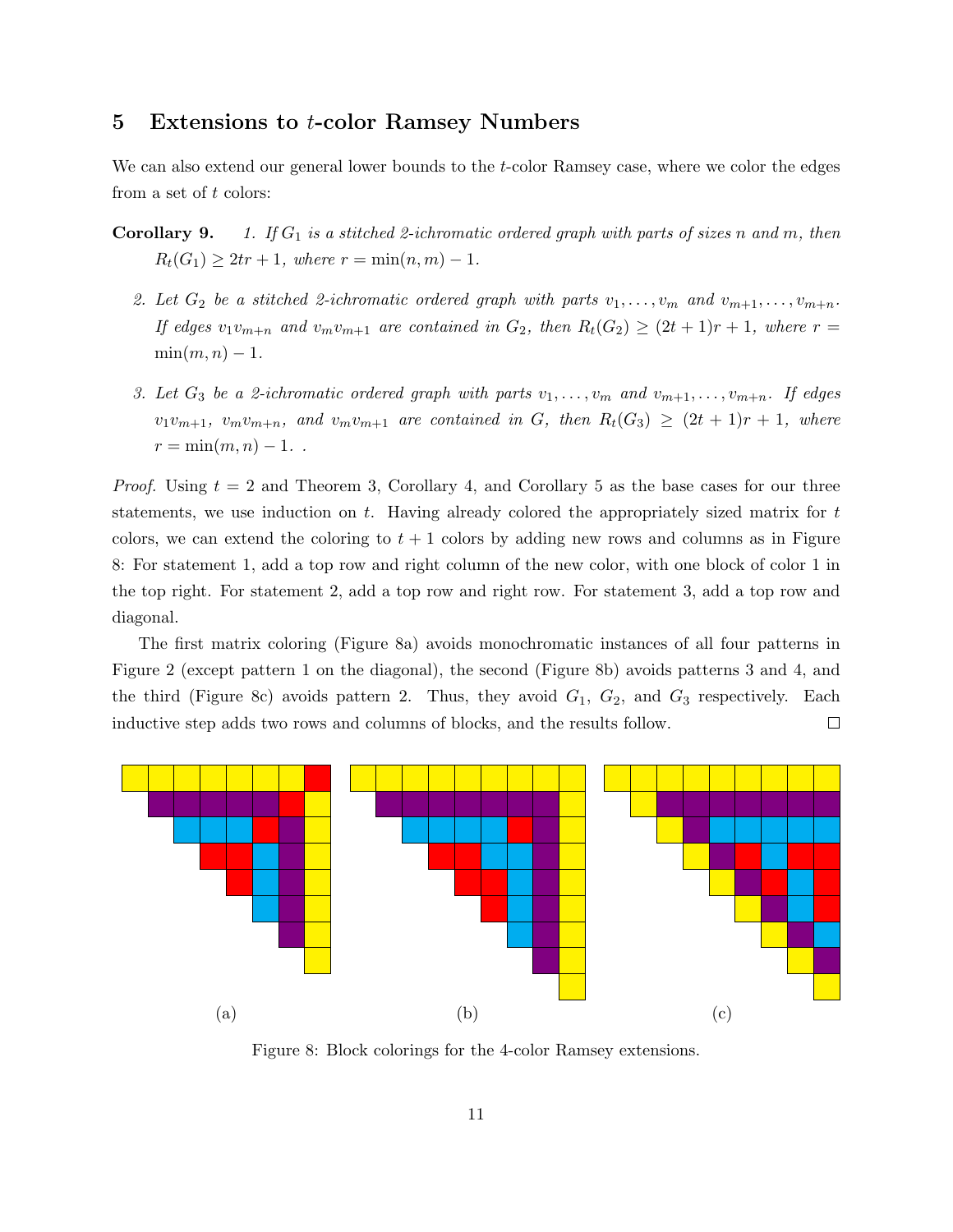## 5 Extensions to $t$-color Ramsey Numbers

We can also extend our general lower bounds to the $t$-color Ramsey case, where we color the edges from a set of $t$ colors:

**Corollary 9.** *1. If $G_1$ is a stitched 2-ichromatic ordered graph with parts of sizes $n$ and $m$, then $R_t(G_1) \geq 2tr + 1$, where $r = \min(n, m) - 1$.*

*2. Let $G_2$ be a stitched 2-ichromatic ordered graph with parts $v_1, \ldots, v_m$ and $v_{m+1}, \ldots, v_{m+n}$. If edges $v_1v_{m+n}$ and $v_mv_{m+1}$ are contained in $G_2$, then $R_t(G_2) \geq (2t + 1)r + 1$, where $r = \min(m, n) - 1$.*

*3. Let $G_3$ be a 2-ichromatic ordered graph with parts $v_1, \ldots, v_m$ and $v_{m+1}, \ldots, v_{m+n}$. If edges $v_1v_{m+1}$, $v_mv_{m+n}$, and $v_mv_{m+1}$ are contained in $G$, then $R_t(G_3) \geq (2t + 1)r + 1$, where $r = \min(m, n) - 1$. .*

*Proof.* Using $t = 2$ and Theorem 3, Corollary 4, and Corollary 5 as the base cases for our three statements, we use induction on $t$. Having already colored the appropriately sized matrix for $t$ colors, we can extend the coloring to $t + 1$ colors by adding new rows and columns as in Figure 8: For statement 1, add a top row and right column of the new color, with one block of color 1 in the top right. For statement 2, add a top row and right row. For statement 3, add a top row and diagonal.

The first matrix coloring (Figure 8a) avoids monochromatic instances of all four patterns in Figure 2 (except pattern 1 on the diagonal), the second (Figure 8b) avoids patterns 3 and 4, and the third (Figure 8c) avoids pattern 2. Thus, they avoid $G_1$, $G_2$, and $G_3$ respectively. Each inductive step adds two rows and columns of blocks, and the results follow. □

(a) (b) (c)

Figure 8: Block colorings for the 4-color Ramsey extensions.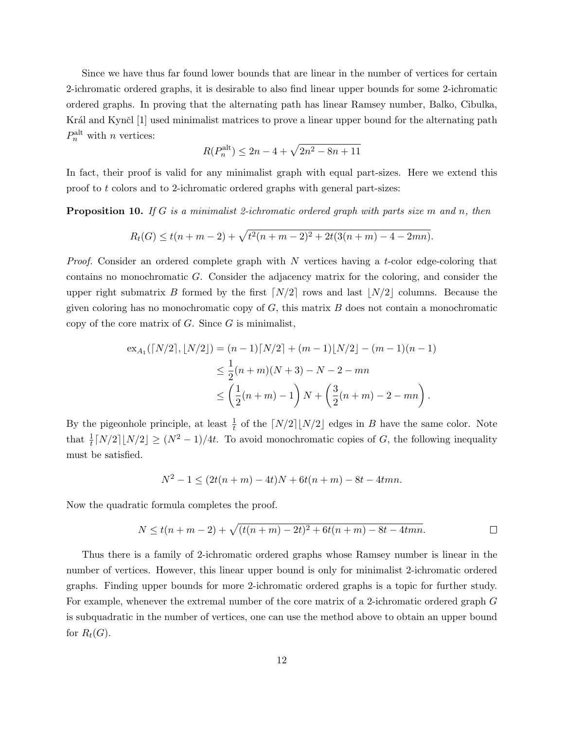Since we have thus far found lower bounds that are linear in the number of vertices for certain 2-ichromatic ordered graphs, it is desirable to also find linear upper bounds for some 2-ichromatic ordered graphs. In proving that the alternating path has linear Ramsey number, Balko, Cibulka, Král and Kynčl [1] used minimalist matrices to prove a linear upper bound for the alternating path $P_n^{\text{alt}}$ with $n$ vertices:

$$R(P_n^{\text{alt}}) \leq 2n - 4 + \sqrt{2n^2 - 8n + 11}$$

In fact, their proof is valid for any minimalist graph with equal part-sizes. Here we extend this proof to $t$ colors and to 2-ichromatic ordered graphs with general part-sizes:

**Proposition 10.** *If $G$ is a minimalist 2-ichromatic ordered graph with parts size $m$ and $n$, then*

$$R_t(G) \leq t(n + m - 2) + \sqrt{t^2(n + m - 2)^2 + 2t(3(n + m) - 4 - 2mn)}.$$

*Proof.* Consider an ordered complete graph with $N$ vertices having a $t$-color edge-coloring that contains no monochromatic $G$. Consider the adjacency matrix for the coloring, and consider the upper right submatrix $B$ formed by the first $\lceil N/2 \rceil$ rows and last $\lfloor N/2 \rfloor$ columns. Because the given coloring has no monochromatic copy of $G$, this matrix $B$ does not contain a monochromatic copy of the core matrix of $G$. Since $G$ is minimalist,

$$\begin{aligned}
\text{ex}_{A_1}(\lceil N/2 \rceil, \lfloor N/2 \rfloor) &= (n-1)\lceil N/2 \rceil + (m-1)\lfloor N/2 \rfloor - (m-1)(n-1) \\
&\leq \frac{1}{2}(n+m)(N+3) - N - 2 - mn \\
&\leq \left(\frac{1}{2}(n+m) - 1\right) N + \left(\frac{3}{2}(n+m) - 2 - mn\right).
\end{aligned}$$

By the pigeonhole principle, at least $\frac{1}{t}$ of the $\lceil N/2 \rceil \lfloor N/2 \rfloor$ edges in $B$ have the same color. Note that $\frac{1}{t}\lceil N/2 \rceil \lfloor N/2 \rfloor \geq (N^2 - 1)/4t$. To avoid monochromatic copies of $G$, the following inequality must be satisfied.

$$N^2 - 1 \leq (2t(n+m) - 4t)N + 6t(n+m) - 8t - 4tmn.$$

Now the quadratic formula completes the proof.

$$N \leq t(n + m - 2) + \sqrt{(t(n+m) - 2t)^2 + 6t(n+m) - 8t - 4tmn}. \qquad \square$$

Thus there is a family of 2-ichromatic ordered graphs whose Ramsey number is linear in the number of vertices. However, this linear upper bound is only for minimalist 2-ichromatic ordered graphs. Finding upper bounds for more 2-ichromatic ordered graphs is a topic for further study. For example, whenever the extremal number of the core matrix of a 2-ichromatic ordered graph $G$ is subquadratic in the number of vertices, one can use the method above to obtain an upper bound for $R_t(G)$.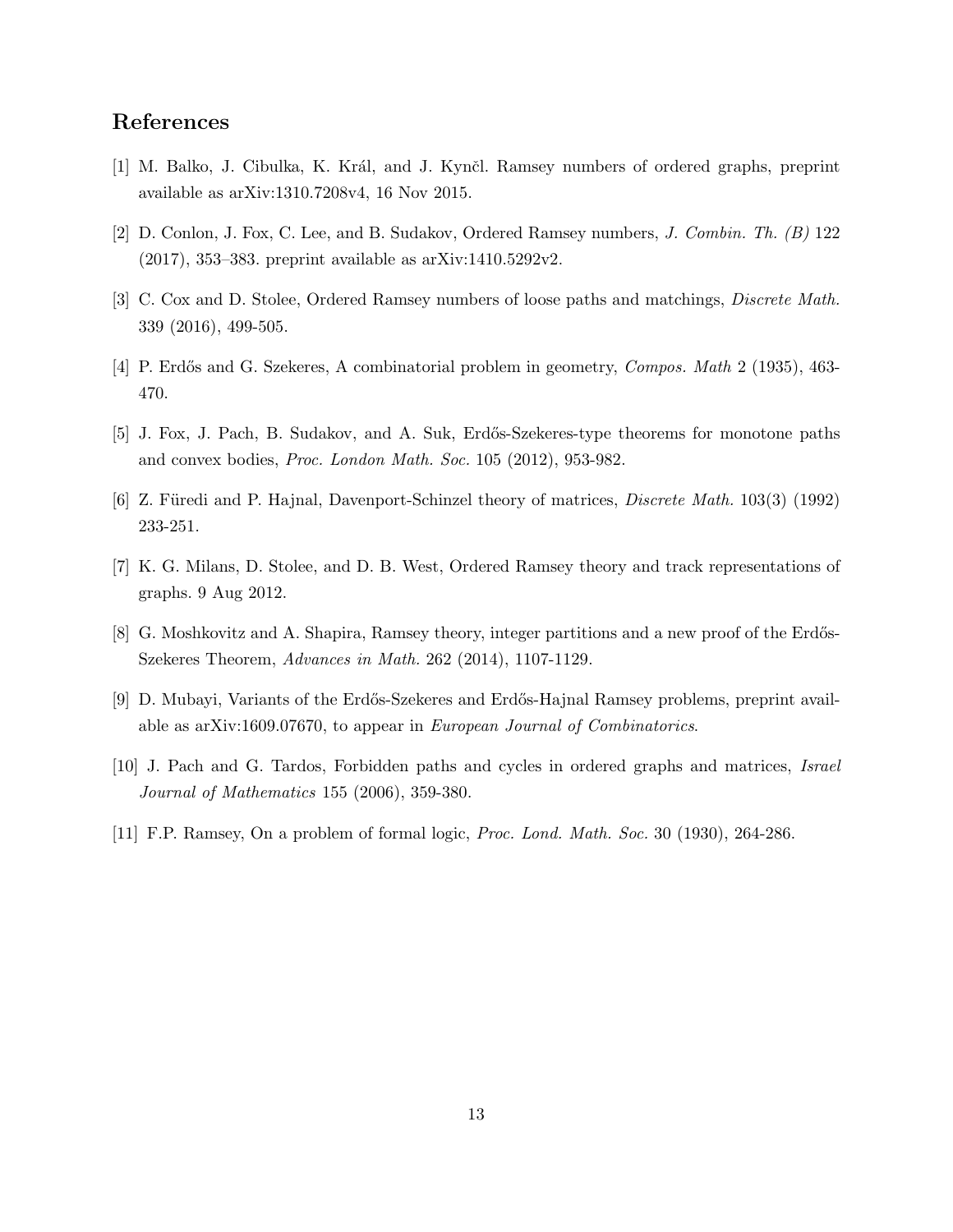## References

[1] M. Balko, J. Cibulka, K. Král, and J. Kynčl. Ramsey numbers of ordered graphs, preprint available as arXiv:1310.7208v4, 16 Nov 2015.

[2] D. Conlon, J. Fox, C. Lee, and B. Sudakov, Ordered Ramsey numbers, *J. Combin. Th. (B)* 122 (2017), 353–383. preprint available as arXiv:1410.5292v2.

[3] C. Cox and D. Stolee, Ordered Ramsey numbers of loose paths and matchings, *Discrete Math.* 339 (2016), 499-505.

[4] P. Erdős and G. Szekeres, A combinatorial problem in geometry, *Compos. Math* 2 (1935), 463-470.

[5] J. Fox, J. Pach, B. Sudakov, and A. Suk, Erdős-Szekeres-type theorems for monotone paths and convex bodies, *Proc. London Math. Soc.* 105 (2012), 953-982.

[6] Z. Füredi and P. Hajnal, Davenport-Schinzel theory of matrices, *Discrete Math.* 103(3) (1992) 233-251.

[7] K. G. Milans, D. Stolee, and D. B. West, Ordered Ramsey theory and track representations of graphs. 9 Aug 2012.

[8] G. Moshkovitz and A. Shapira, Ramsey theory, integer partitions and a new proof of the Erdős-Szekeres Theorem, *Advances in Math.* 262 (2014), 1107-1129.

[9] D. Mubayi, Variants of the Erdős-Szekeres and Erdős-Hajnal Ramsey problems, preprint available as arXiv:1609.07670, to appear in *European Journal of Combinatorics*.

[10] J. Pach and G. Tardos, Forbidden paths and cycles in ordered graphs and matrices, *Israel Journal of Mathematics* 155 (2006), 359-380.

[11] F.P. Ramsey, On a problem of formal logic, *Proc. Lond. Math. Soc.* 30 (1930), 264-286.